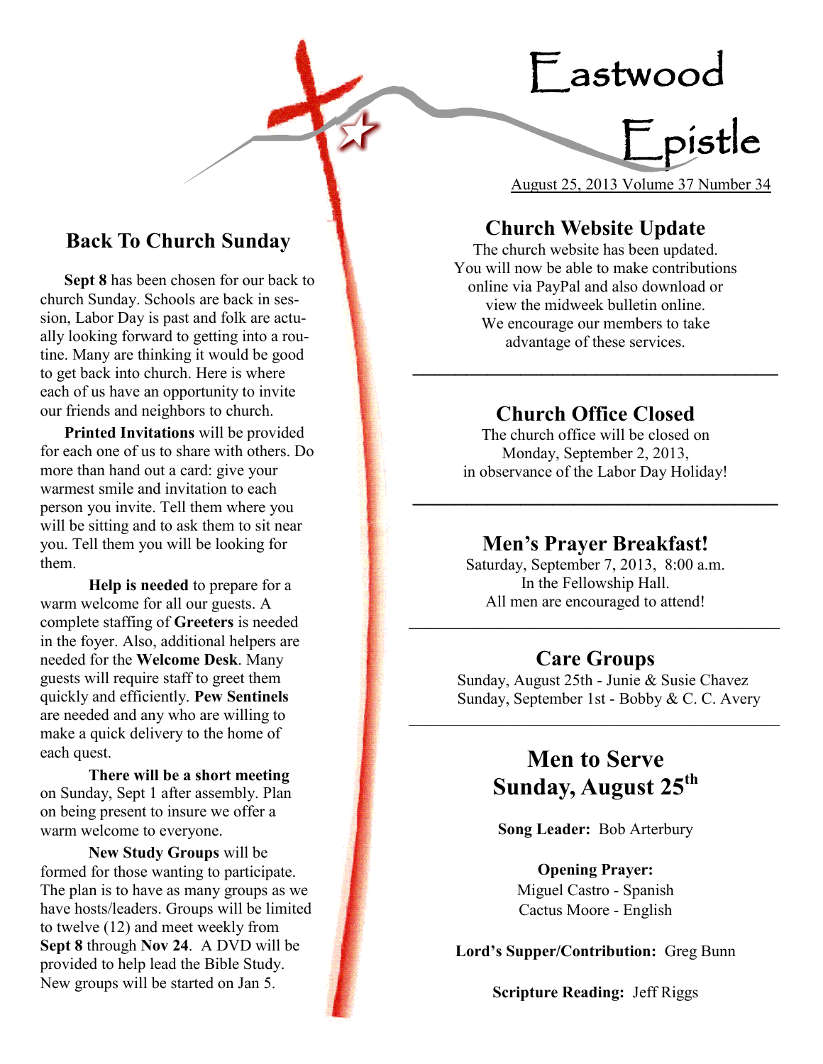# Eastwood Epistle

August 25, 2013 Volume 37 Number 34

## Back To Church Sunday

**Sept 8** has been chosen for our back to church Sunday. Schools are back in session, Labor Day is past and folk are actually looking forward to getting into a routine. Many are thinking it would be good to get back into church. Here is where each of us have an opportunity to invite our friends and neighbors to church.

**Printed Invitations** will be provided for each one of us to share with others. Do more than hand out a card: give your warmest smile and invitation to each person you invite. Tell them where you will be sitting and to ask them to sit near you. Tell them you will be looking for them.

**Help is needed** to prepare for a warm welcome for all our guests. A complete staffing of **Greeters** is needed in the foyer. Also, additional helpers are needed for the **Welcome Desk**. Many guests will require staff to greet them quickly and efficiently. **Pew Sentinels** are needed and any who are willing to make a quick delivery to the home of each quest.

**There will be a short meeting** on Sunday, Sept 1 after assembly. Plan on being present to insure we offer a warm welcome to everyone.

**New Study Groups** will be formed for those wanting to participate. The plan is to have as many groups as we have hosts/leaders. Groups will be limited to twelve (12) and meet weekly from **Sept 8** through **Nov 24**. A DVD will be provided to help lead the Bible Study. New groups will be started on Jan 5.

## Church Website Update

The church website has been updated. You will now be able to make contributions online via PayPal and also download or view the midweek bulletin online. We encourage our members to take advantage of these services.

---

## Church Office Closed

The church office will be closed on Monday, September 2, 2013, in observance of the Labor Day Holiday!

---

## Men's Prayer Breakfast!

Saturday, September 7, 2013, 8:00 a.m.
In the Fellowship Hall.
All men are encouraged to attend!

---

## Care Groups

Sunday, August 25th - Junie & Susie Chavez
Sunday, September 1st - Bobby & C. C. Avery

---

## Men to Serve Sunday, August 25th

**Song Leader:** Bob Arterbury

**Opening Prayer:**
Miguel Castro - Spanish
Cactus Moore - English

**Lord's Supper/Contribution:** Greg Bunn

**Scripture Reading:** Jeff Riggs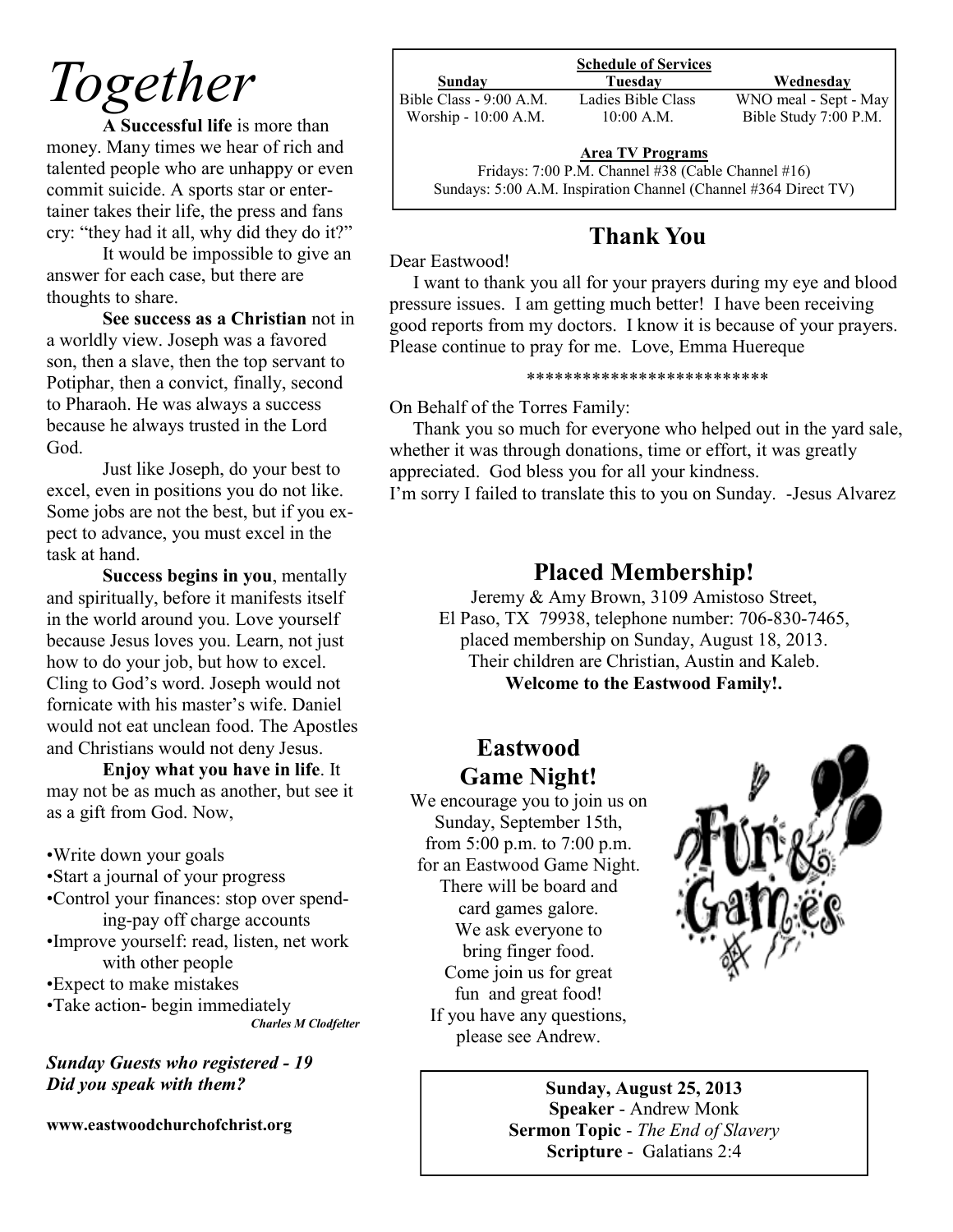# Together

**A Successful life** is more than money. Many times we hear of rich and talented people who are unhappy or even commit suicide. A sports star or entertainer takes their life, the press and fans cry: "they had it all, why did they do it?"

It would be impossible to give an answer for each case, but there are thoughts to share.

**See success as a Christian** not in a worldly view. Joseph was a favored son, then a slave, then the top servant to Potiphar, then a convict, finally, second to Pharaoh. He was always a success because he always trusted in the Lord God.

Just like Joseph, do your best to excel, even in positions you do not like. Some jobs are not the best, but if you expect to advance, you must excel in the task at hand.

**Success begins in you**, mentally and spiritually, before it manifests itself in the world around you. Love yourself because Jesus loves you. Learn, not just how to do your job, but how to excel. Cling to God's word. Joseph would not fornicate with his master's wife. Daniel would not eat unclean food. The Apostles and Christians would not deny Jesus.

**Enjoy what you have in life**. It may not be as much as another, but see it as a gift from God. Now,

- Write down your goals
- Start a journal of your progress
- Control your finances: stop over spending-pay off charge accounts
- Improve yourself: read, listen, net work with other people
- Expect to make mistakes
- Take action- begin immediately

***Charles M Clodfelter***

***Sunday Guests who registered - 19***
***Did you speak with them?***

**www.eastwoodchurchofchrist.org**

**Schedule of Services**

| Sunday | Tuesday | Wednesday |
|---|---|---|
| Bible Class - 9:00 A.M. | Ladies Bible Class | WNO meal - Sept - May |
| Worship - 10:00 A.M. | 10:00 A.M. | Bible Study 7:00 P.M. |

**Area TV Programs**

Fridays: 7:00 P.M. Channel #38 (Cable Channel #16)
Sundays: 5:00 A.M. Inspiration Channel (Channel #364 Direct TV)

## Thank You

Dear Eastwood!

I want to thank you all for your prayers during my eye and blood pressure issues. I am getting much better! I have been receiving good reports from my doctors. I know it is because of your prayers. Please continue to pray for me. Love, Emma Huereque

**************************

On Behalf of the Torres Family:

Thank you so much for everyone who helped out in the yard sale, whether it was through donations, time or effort, it was greatly appreciated. God bless you for all your kindness.
I'm sorry I failed to translate this to you on Sunday. -Jesus Alvarez

## Placed Membership!

Jeremy & Amy Brown, 3109 Amistoso Street,
El Paso, TX 79938, telephone number: 706-830-7465,
placed membership on Sunday, August 18, 2013.
Their children are Christian, Austin and Kaleb.
**Welcome to the Eastwood Family!.**

## Eastwood Game Night!

We encourage you to join us on Sunday, September 15th, from 5:00 p.m. to 7:00 p.m. for an Eastwood Game Night. There will be board and card games galore. We ask everyone to bring finger food. Come join us for great fun and great food! If you have any questions, please see Andrew.

**Sunday, August 25, 2013**
**Speaker** - Andrew Monk
**Sermon Topic** - *The End of Slavery*
**Scripture** - Galatians 2:4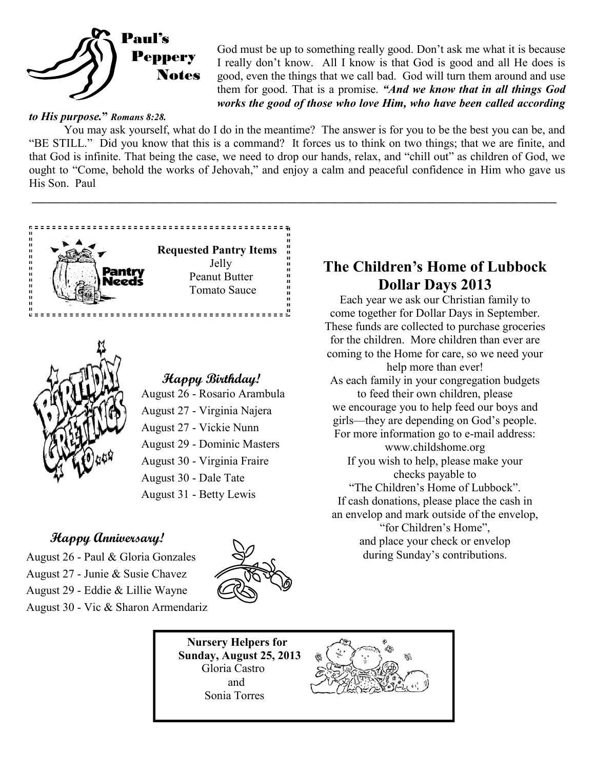## Paul's Peppery Notes

God must be up to something really good. Don't ask me what it is because I really don't know. All I know is that God is good and all He does is good, even the things that we call bad. God will turn them around and use them for good. That is a promise. ***"And we know that in all things God works the good of those who love Him, who have been called according to His purpose."*** ***Romans 8:28.***

You may ask yourself, what do I do in the meantime? The answer is for you to be the best you can be, and "BE STILL." Did you know that this is a command? It forces us to think on two things; that we are finite, and that God is infinite. That being the case, we need to drop our hands, relax, and "chill out" as children of God, we ought to "Come, behold the works of Jehovah," and enjoy a calm and peaceful confidence in Him who gave us His Son. Paul

---

**Requested Pantry Items**

Jelly
Peanut Butter
Tomato Sauce

### Happy Birthday!

August 26 - Rosario Arambula
August 27 - Virginia Najera
August 27 - Vickie Nunn
August 29 - Dominic Masters
August 30 - Virginia Fraire
August 30 - Dale Tate
August 31 - Betty Lewis

### Happy Anniversary!

August 26 - Paul & Gloria Gonzales
August 27 - Junie & Susie Chavez
August 29 - Eddie & Lillie Wayne
August 30 - Vic & Sharon Armendariz

## The Children's Home of Lubbock Dollar Days 2013

Each year we ask our Christian family to come together for Dollar Days in September. These funds are collected to purchase groceries for the children. More children than ever are coming to the Home for care, so we need your help more than ever!

As each family in your congregation budgets to feed their own children, please we encourage you to help feed our boys and girls—they are depending on God's people. For more information go to e-mail address: www.childshome.org

If you wish to help, please make your checks payable to "The Children's Home of Lubbock".

If cash donations, please place the cash in an envelop and mark outside of the envelop, "for Children's Home", and place your check or envelop during Sunday's contributions.

**Nursery Helpers for Sunday, August 25, 2013**

Gloria Castro
and
Sonia Torres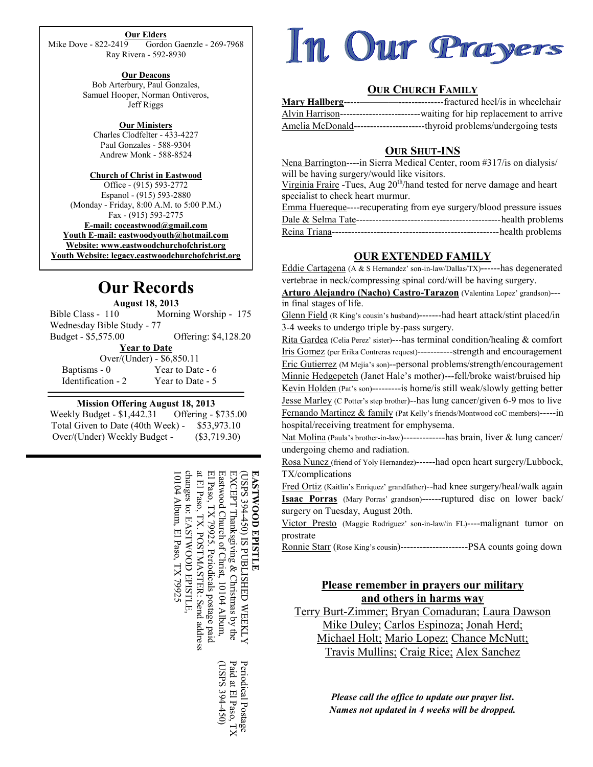**Our Elders**
Mike Dove - 822-2419 Gordon Gaenzle - 269-7968
Ray Rivera - 592-8930

**Our Deacons**
Bob Arterbury, Paul Gonzales,
Samuel Hooper, Norman Ontiveros,
Jeff Riggs

**Our Ministers**
Charles Clodfelter - 433-4227
Paul Gonzales - 588-9304
Andrew Monk - 588-8524

**Church of Christ in Eastwood**
Office - (915) 593-2772
Espanol - (915) 593-2880
(Monday - Friday, 8:00 A.M. to 5:00 P.M.)
Fax - (915) 593-2775
**E-mail: coceastwood@gmail.com**
**Youth E-mail: eastwoodyouth@hotmail.com**
**Website: www.eastwoodchurchofchrist.org**
**Youth Website: legacy.eastwoodchurchofchrist.org**

# Our Records

**August 18, 2013**

Bible Class - 110 Morning Worship - 175
Wednesday Bible Study - 77
Budget - $5,575.00 Offering: $4,128.20

**Year to Date**

Over/(Under) - $6,850.11
Baptisms - 0 Year to Date - 6
Identification - 2 Year to Date - 5

**Mission Offering August 18, 2013**

Weekly Budget - $1,442.31 Offering - $735.00
Total Given to Date (40th Week) - $53,973.10
Over/(Under) Weekly Budget - ($3,719.30)

**EASTWOOD EPISTLE** (USPS 394-450) IS PUBLISHED WEEKLY EXCEPT Thanksgiving & Christmas by the Eastwood Church of Christ, 10104 Album, El Paso, TX 79925. Periodicals postage paid at El Paso, TX. POSTMASTER: Send address changes to: EASTWOOD EPISTLE, 10104 Album, El Paso, TX 79925

Periodical Postage Paid at El Paso, TX (USPS 394-450)

# In Our Prayers

## Our Church Family

**Mary Hallberg**-------------------fractured heel/is in wheelchair
Alvin Harrison-------------------------waiting for hip replacement to arrive
Amelia McDonald---------------------thyroid problems/undergoing tests

## Our Shut-Ins

Nena Barrington----in Sierra Medical Center, room #317/is on dialysis/ will be having surgery/would like visitors.
Virginia Fraire -Tues, Aug 20th/hand tested for nerve damage and heart specialist to check heart murmur.
Emma Huereque----recuperating from eye surgery/blood pressure issues
Dale & Selma Tate---------------------------------------------health problems
Reina Triana---------------------------------------------------health problems

## OUR EXTENDED FAMILY

Eddie Cartagena (A & S Hernandez' son-in-law/Dallas/TX)------has degenerated vertebrae in neck/compressing spinal cord/will be having surgery.
**Arturo Alejandro (Nacho) Castro-Tarazon** (Valentina Lopez' grandson)---in final stages of life.
Glenn Field (R King's cousin's husband)-------had heart attack/stint placed/in 3-4 weeks to undergo triple by-pass surgery.
Rita Gardea (Celia Perez' sister)---has terminal condition/healing & comfort
Iris Gomez (per Erika Contreras request)-----------strength and encouragement
Eric Gutierrez (M Mejia's son)--personal problems/strength/encouragement
Minnie Hedgepetch (Janet Hale's mother)---fell/broke waist/bruised hip
Kevin Holden (Pat's son)---------is home/is still weak/slowly getting better
Jesse Marley (C Potter's step brother)--has lung cancer/given 6-9 mos to live
Fernando Martinez & family (Pat Kelly's friends/Montwood coC members)-----in hospital/receiving treatment for emphysema.
Nat Molina (Paula's brother-in-law)-------------has brain, liver & lung cancer/ undergoing chemo and radiation.
Rosa Nunez (friend of Yoly Hernandez)------had open heart surgery/Lubbock, TX/complications
Fred Ortiz (Kaitlin's Enriquez' grandfather)--had knee surgery/heal/walk again
**Isaac Porras** (Mary Porras' grandson)------ruptured disc on lower back/ surgery on Tuesday, August 20th.
Victor Presto (Maggie Rodriguez' son-in-law/in FL)----malignant tumor on prostrate
Ronnie Starr (Rose King's cousin)--------------------PSA counts going down

**Please remember in prayers our military and others in harms way**

Terry Burt-Zimmer; Bryan Comaduran; Laura Dawson
Mike Duley; Carlos Espinoza; Jonah Herd;
Michael Holt; Mario Lopez; Chance McNutt;
Travis Mullins; Craig Rice; Alex Sanchez

***Please call the office to update our prayer list.***
***Names not updated in 4 weeks will be dropped.***